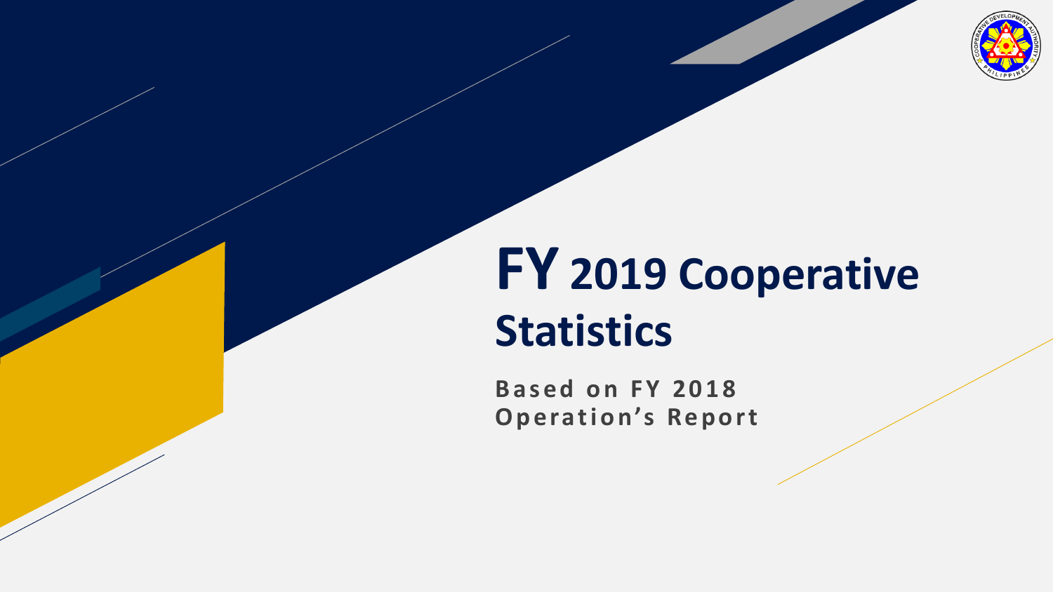# FY 2019 Cooperative Statistics

**Based on FY 2018 Operation's Report**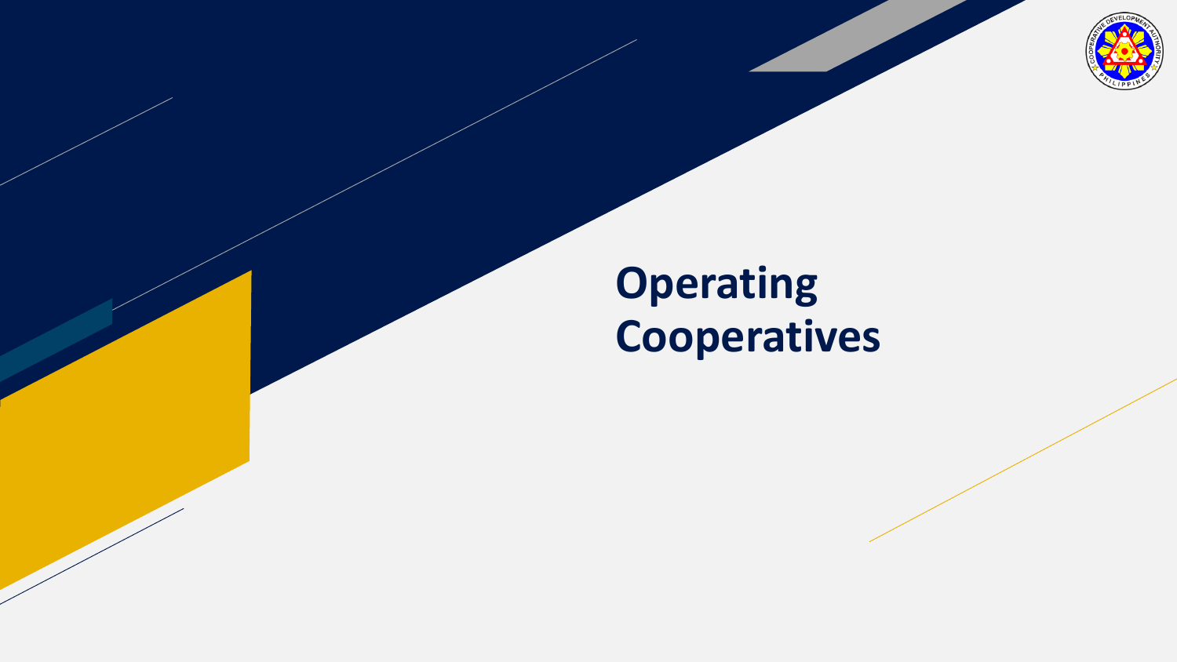# Operating Cooperatives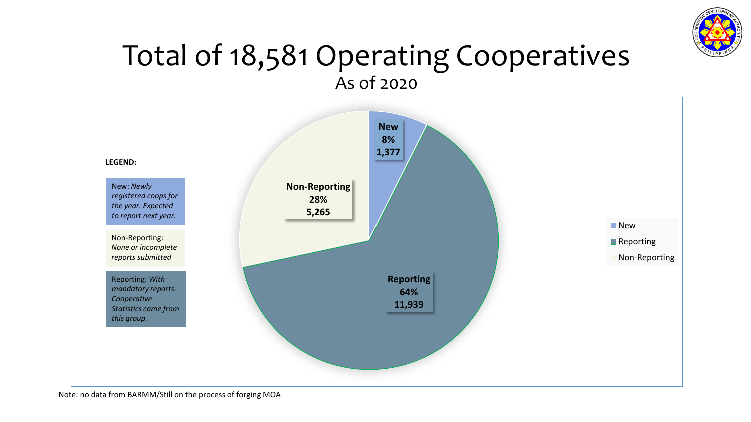# Total of 18,581 Operating Cooperatives

As of 2020

**LEGEND:**

New: *Newly registered coops for the year. Expected to report next year.*

Non-Reporting: *None or incomplete reports submitted*

Reporting: *With mandatory reports. Cooperative Statistics came from this group.*

| Category | Percentage | Count |
| --- | --- | --- |
| New | 8% | 1,377 |
| Reporting | 64% | 11,939 |
| Non-Reporting | 28% | 5,265 |

Note: no data from BARMM/Still on the process of forging MOA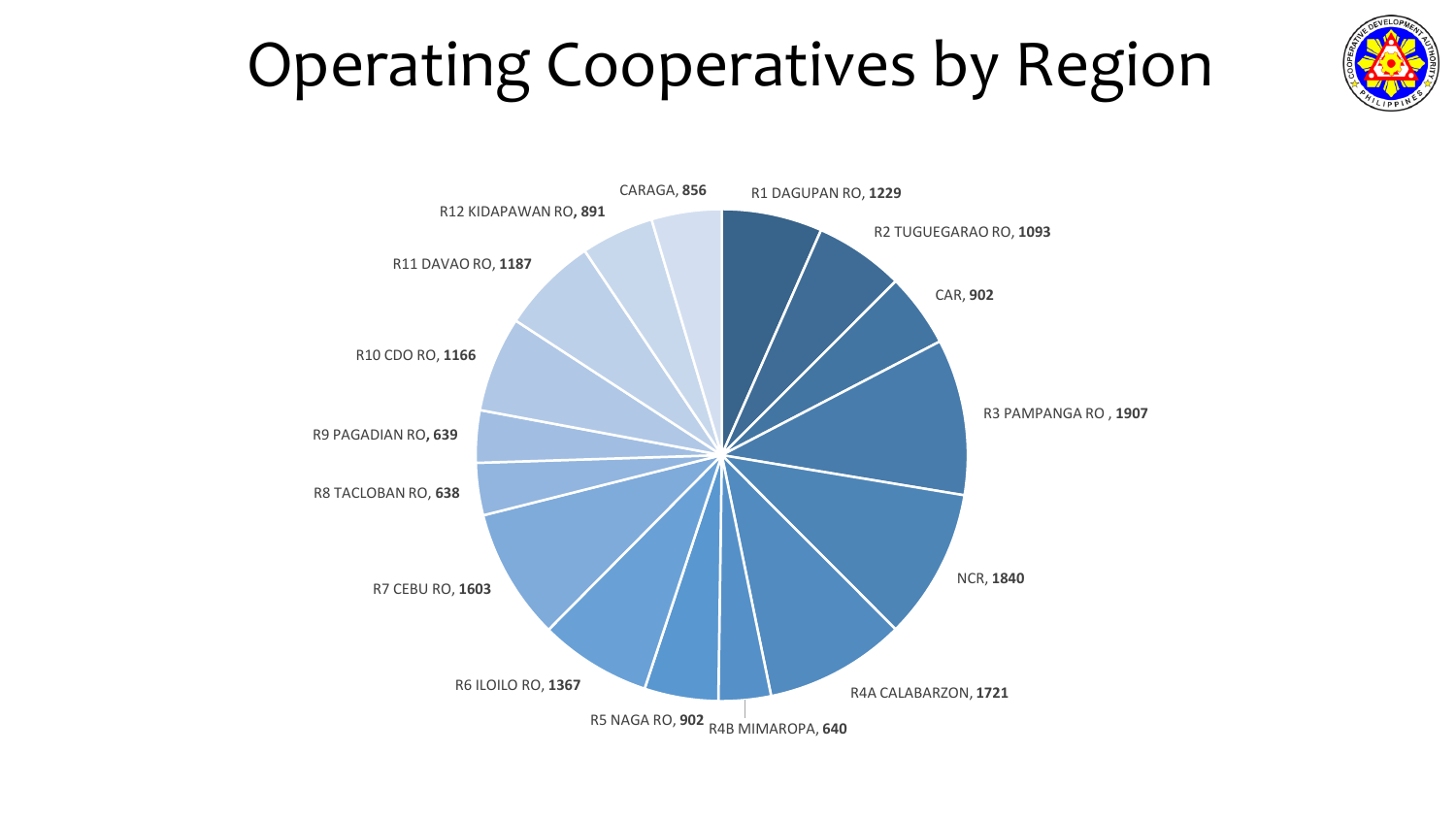# Operating Cooperatives by Region

R1 DAGUPAN RO, **1229**

R2 TUGUEGARAO RO, **1093**

CAR, **902**

R3 PAMPANGA RO , **1907**

NCR, **1840**

R4A CALABARZON, **1721**

R4B MIMAROPA, **640**

R5 NAGA RO, **902**

R6 ILOILO RO, **1367**

R7 CEBU RO, **1603**

R8 TACLOBAN RO, **638**

R9 PAGADIAN RO**, 639**

R10 CDO RO, **1166**

R11 DAVAO RO, **1187**

R12 KIDAPAWAN RO**, 891**

CARAGA, **856**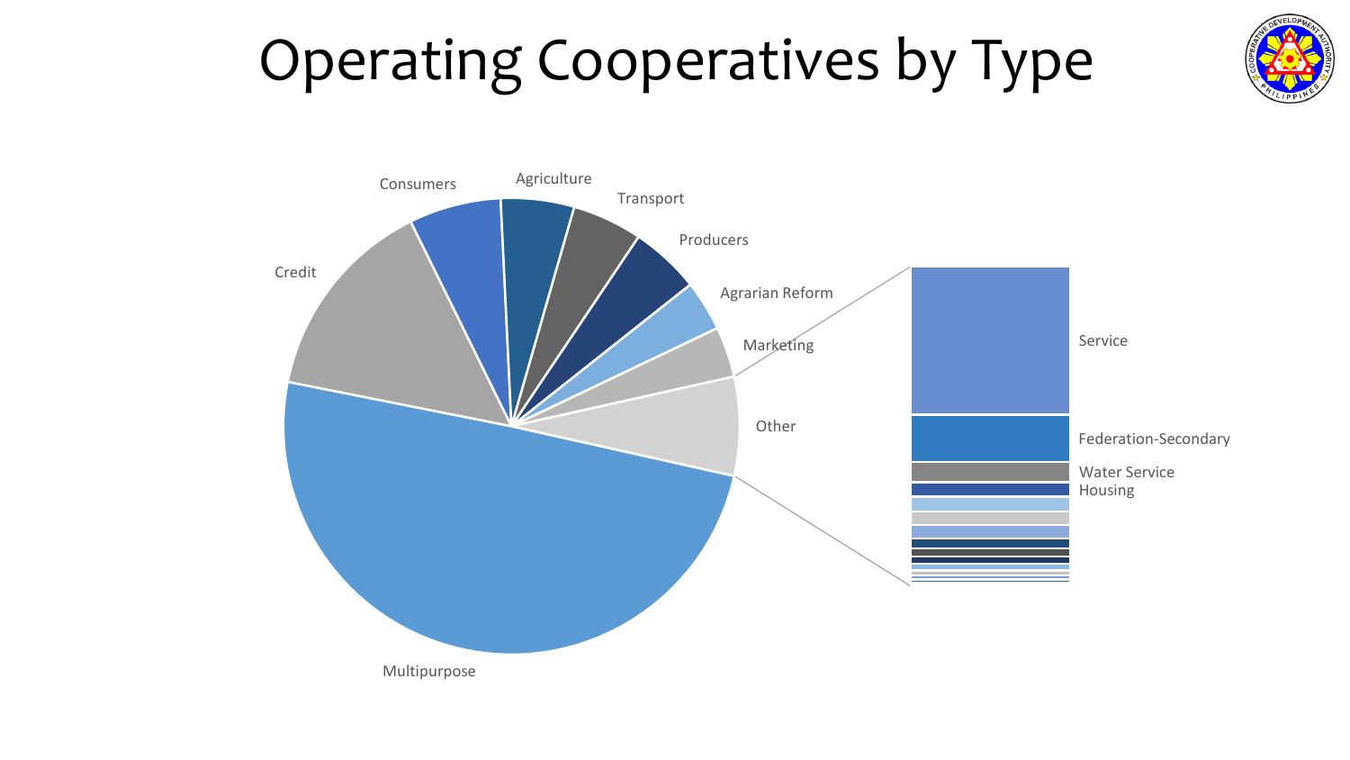# Operating Cooperatives by Type

Consumers

Agriculture

Transport

Producers

Agrarian Reform

Marketing

Other

Credit

Multipurpose

Service

Federation-Secondary

Water Service

Housing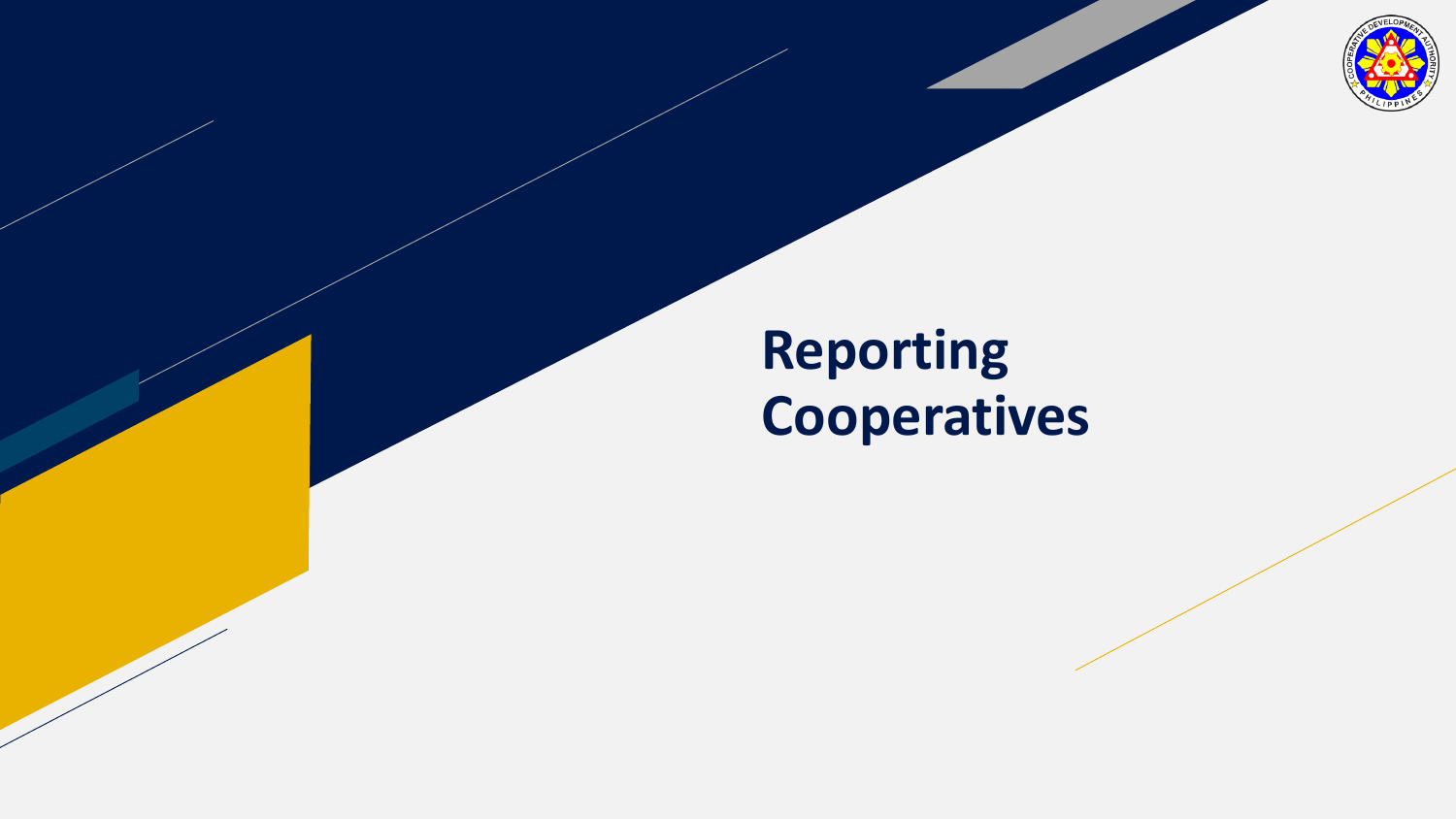# Reporting Cooperatives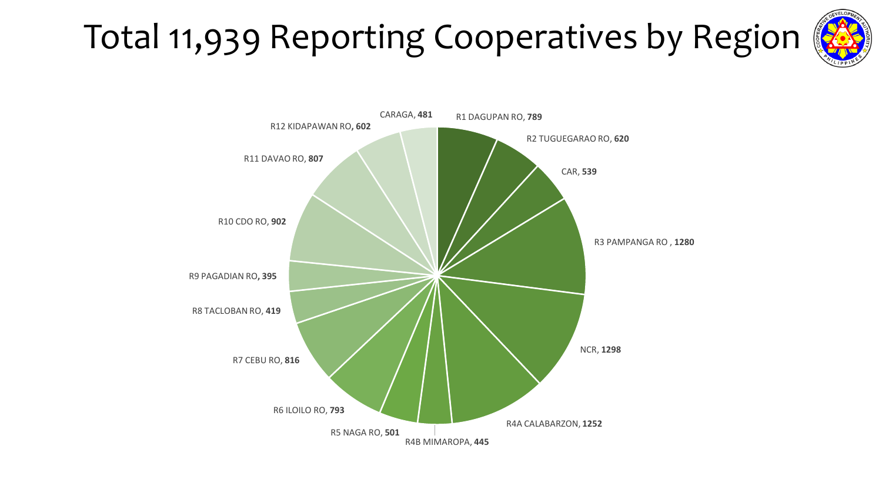# Total 11,939 Reporting Cooperatives by Region

| Region | Reporting Cooperatives |
| --- | --- |
| R1 DAGUPAN RO | **789** |
| R2 TUGUEGARAO RO | **620** |
| CAR | **539** |
| R3 PAMPANGA RO | **1280** |
| NCR | **1298** |
| R4A CALABARZON | **1252** |
| R4B MIMAROPA | **445** |
| R5 NAGA RO | **501** |
| R6 ILOILO RO | **793** |
| R7 CEBU RO | **816** |
| R8 TACLOBAN RO | **419** |
| R9 PAGADIAN RO | **395** |
| R10 CDO RO | **902** |
| R11 DAVAO RO | **807** |
| R12 KIDAPAWAN RO | **602** |
| CARAGA | **481** |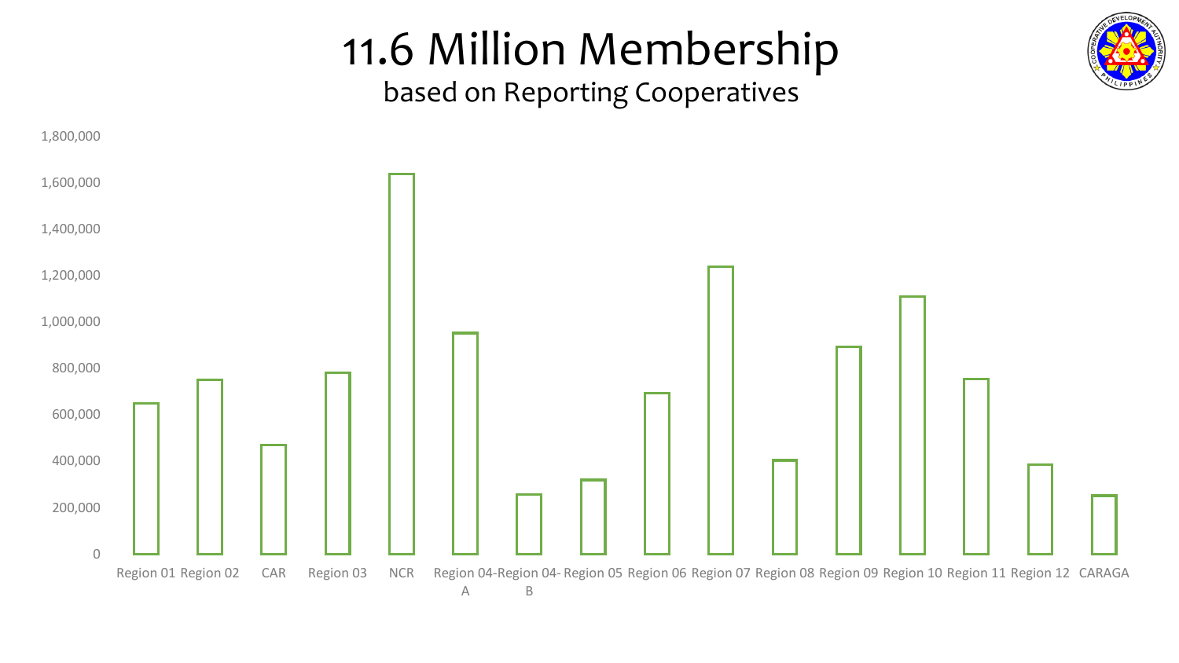# 11.6 Million Membership

based on Reporting Cooperatives

| Region | Membership (approx.) |
|---|---|
| Region 01 | 650,000 |
| Region 02 | 750,000 |
| CAR | 470,000 |
| Region 03 | 780,000 |
| NCR | 1,640,000 |
| Region 04-A | 955,000 |
| Region 04-B | 260,000 |
| Region 05 | 320,000 |
| Region 06 | 695,000 |
| Region 07 | 1,240,000 |
| Region 08 | 405,000 |
| Region 09 | 895,000 |
| Region 10 | 1,110,000 |
| Region 11 | 755,000 |
| Region 12 | 385,000 |
| CARAGA | 255,000 |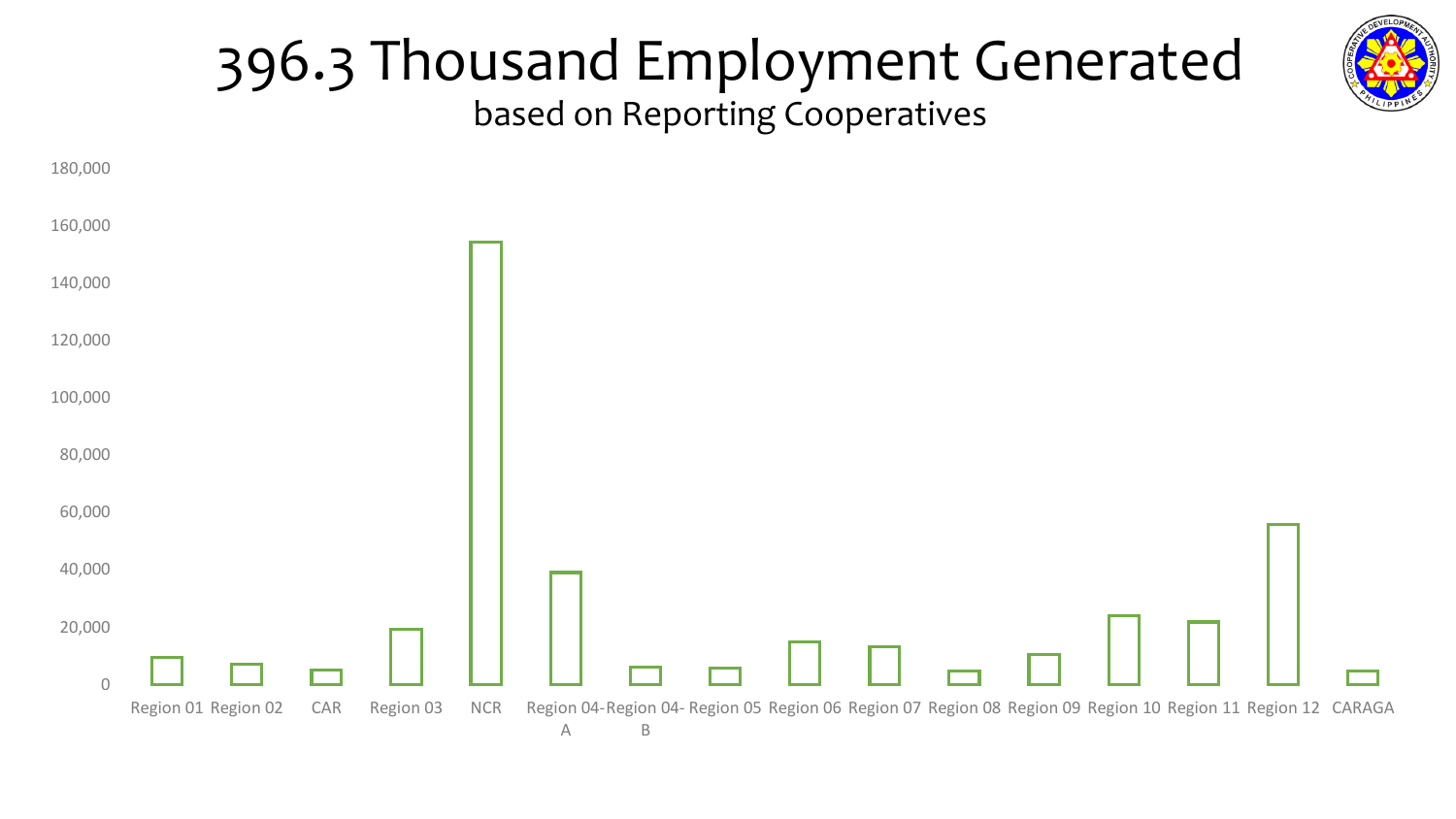# 396.3 Thousand Employment Generated

## based on Reporting Cooperatives

180,000
160,000
140,000
120,000
100,000
80,000
60,000
40,000
20,000
0

Region 01 Region 02 CAR Region 03 NCR Region 04-A Region 04-B Region 05 Region 06 Region 07 Region 08 Region 09 Region 10 Region 11 Region 12 CARAGA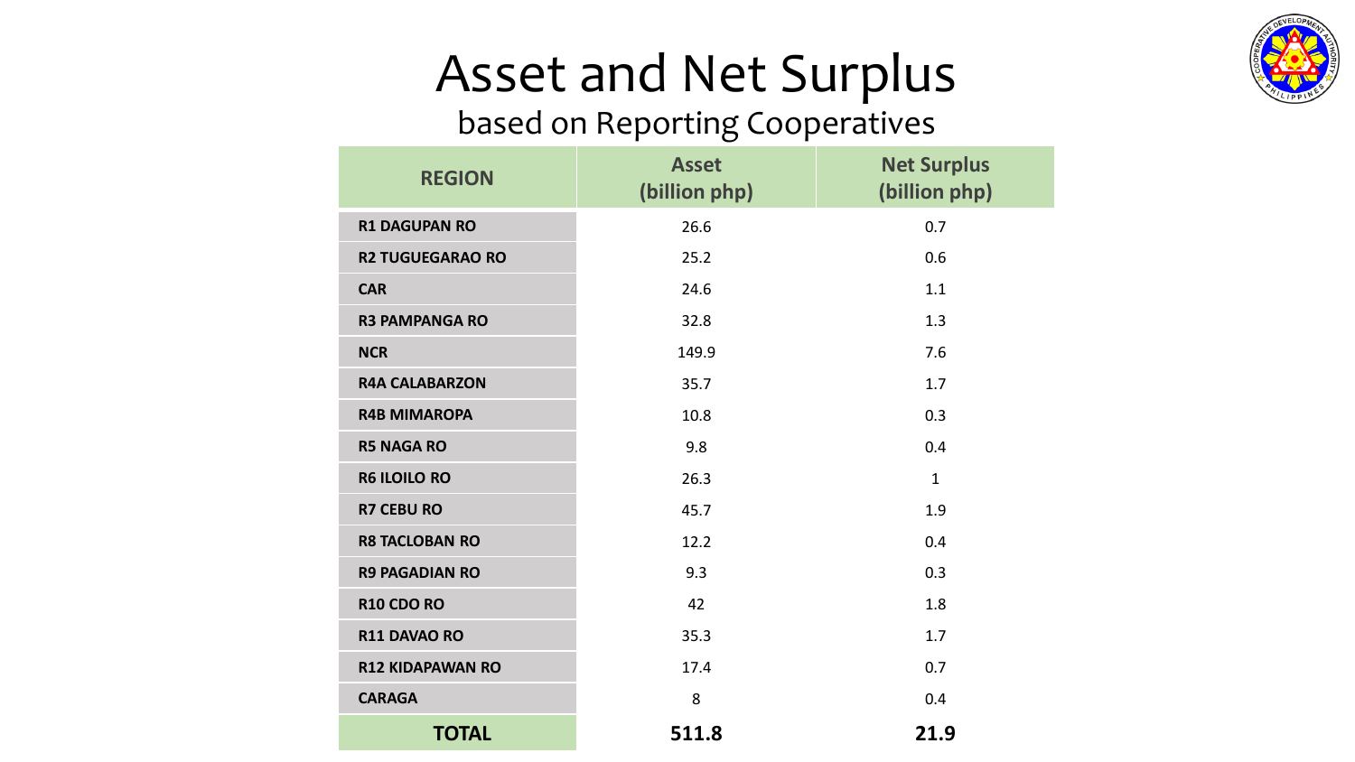# Asset and Net Surplus

## based on Reporting Cooperatives

| REGION | Asset (billion php) | Net Surplus (billion php) |
|---|---|---|
| R1 DAGUPAN RO | 26.6 | 0.7 |
| R2 TUGUEGARAO RO | 25.2 | 0.6 |
| CAR | 24.6 | 1.1 |
| R3 PAMPANGA RO | 32.8 | 1.3 |
| NCR | 149.9 | 7.6 |
| R4A CALABARZON | 35.7 | 1.7 |
| R4B MIMAROPA | 10.8 | 0.3 |
| R5 NAGA RO | 9.8 | 0.4 |
| R6 ILOILO RO | 26.3 | 1 |
| R7 CEBU RO | 45.7 | 1.9 |
| R8 TACLOBAN RO | 12.2 | 0.4 |
| R9 PAGADIAN RO | 9.3 | 0.3 |
| R10 CDO RO | 42 | 1.8 |
| R11 DAVAO RO | 35.3 | 1.7 |
| R12 KIDAPAWAN RO | 17.4 | 0.7 |
| CARAGA | 8 | 0.4 |
| **TOTAL** | **511.8** | **21.9** |